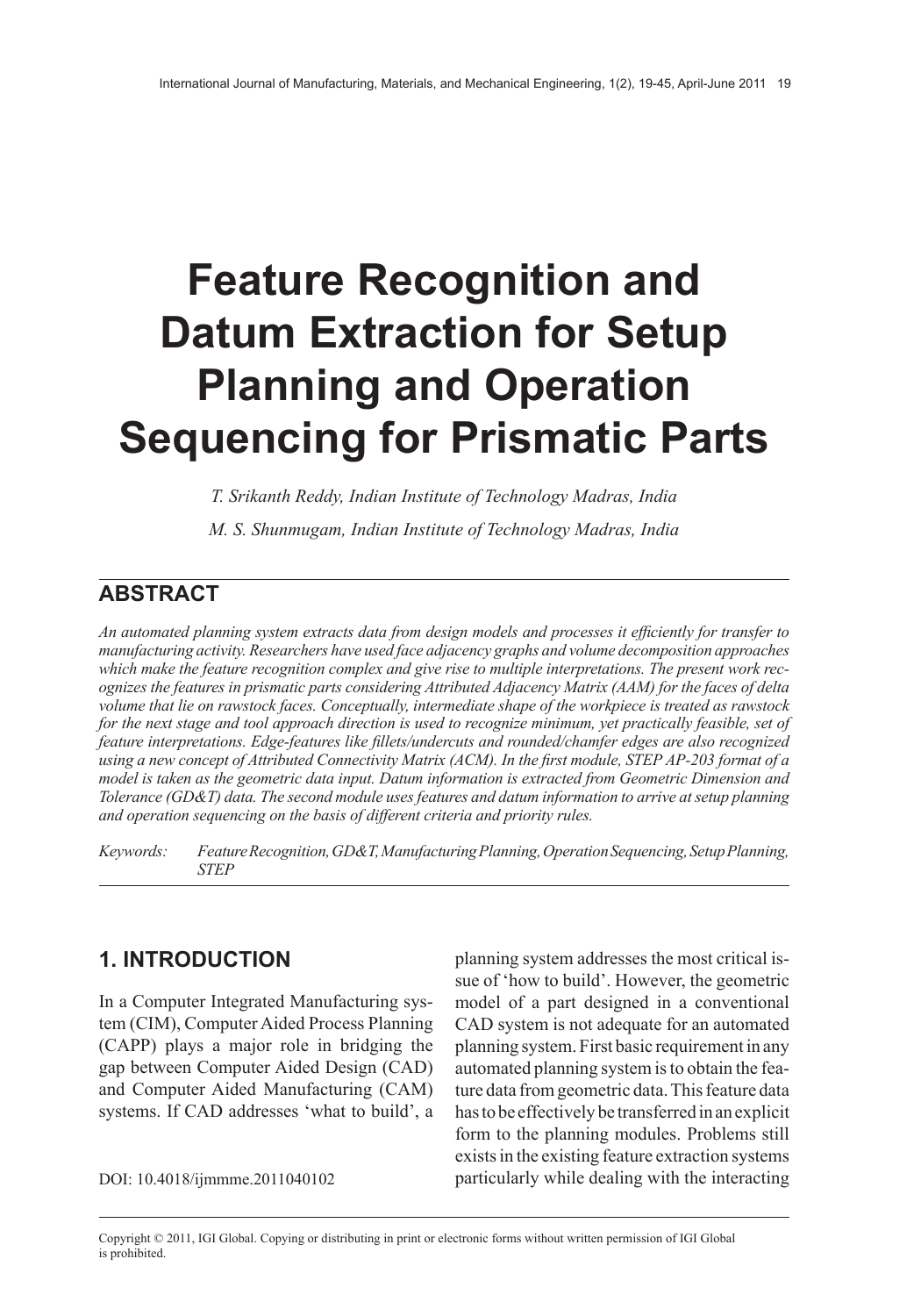# Feature Recognition and Datum Extraction for Setup Planning and Operation Sequencing for Prismatic Parts

*T. Srikanth Reddy, Indian Institute of Technology Madras, India*

*M. S. Shunmugam, Indian Institute of Technology Madras, India*

## ABSTRACT

*An automated planning system extracts data from design models and processes it efficiently for transfer to manufacturing activity. Researchers have used face adjacency graphs and volume decomposition approaches which make the feature recognition complex and give rise to multiple interpretations. The present work recognizes the features in prismatic parts considering Attributed Adjacency Matrix (AAM) for the faces of delta volume that lie on rawstock faces. Conceptually, intermediate shape of the workpiece is treated as rawstock for the next stage and tool approach direction is used to recognize minimum, yet practically feasible, set of feature interpretations. Edge-features like fillets/undercuts and rounded/chamfer edges are also recognized using a new concept of Attributed Connectivity Matrix (ACM). In the first module, STEP AP-203 format of a model is taken as the geometric data input. Datum information is extracted from Geometric Dimension and Tolerance (GD&T) data. The second module uses features and datum information to arrive at setup planning and operation sequencing on the basis of different criteria and priority rules.*

*Keywords: Feature Recognition, GD&T, Manufacturing Planning, Operation Sequencing, Setup Planning, STEP*

## 1. INTRODUCTION

In a Computer Integrated Manufacturing system (CIM), Computer Aided Process Planning (CAPP) plays a major role in bridging the gap between Computer Aided Design (CAD) and Computer Aided Manufacturing (CAM) systems. If CAD addresses 'what to build', a planning system addresses the most critical issue of 'how to build'. However, the geometric model of a part designed in a conventional CAD system is not adequate for an automated planning system. First basic requirement in any automated planning system is to obtain the feature data from geometric data. This feature data has to be effectively be transferred in an explicit form to the planning modules. Problems still exists in the existing feature extraction systems particularly while dealing with the interacting

DOI: 10.4018/ijmmme.2011040102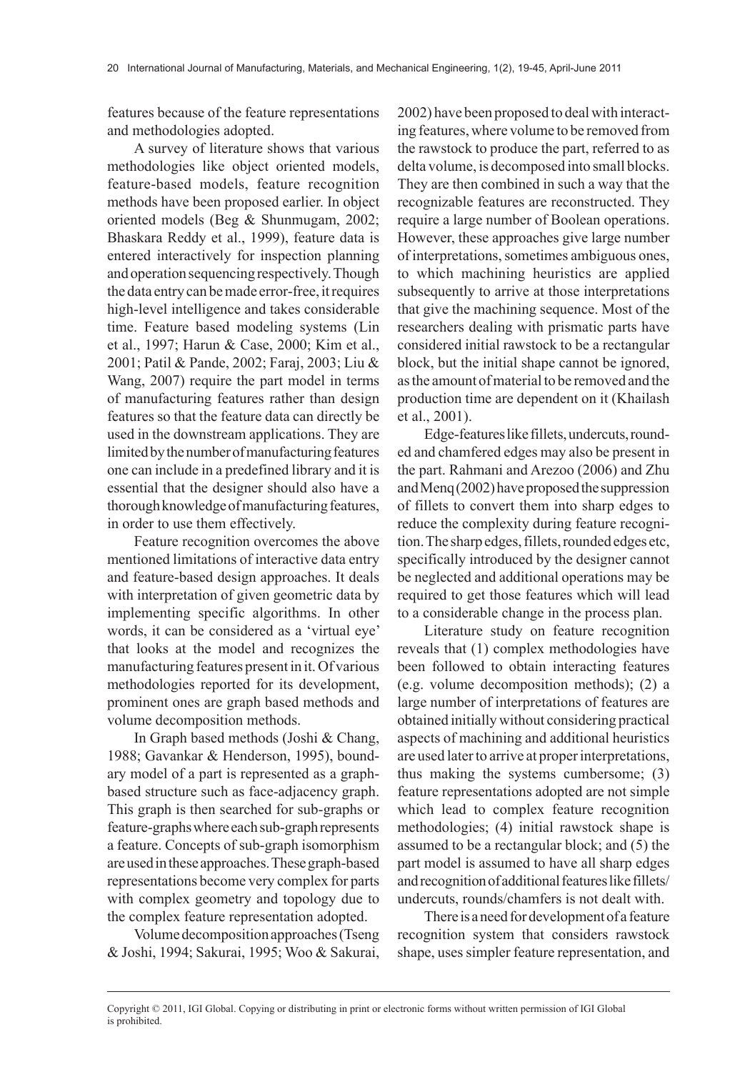features because of the feature representations and methodologies adopted.

A survey of literature shows that various methodologies like object oriented models, feature-based models, feature recognition methods have been proposed earlier. In object oriented models (Beg & Shunmugam, 2002; Bhaskara Reddy et al., 1999), feature data is entered interactively for inspection planning and operation sequencing respectively. Though the data entry can be made error-free, it requires high-level intelligence and takes considerable time. Feature based modeling systems (Lin et al., 1997; Harun & Case, 2000; Kim et al., 2001; Patil & Pande, 2002; Faraj, 2003; Liu & Wang, 2007) require the part model in terms of manufacturing features rather than design features so that the feature data can directly be used in the downstream applications. They are limited by the number of manufacturing features one can include in a predefined library and it is essential that the designer should also have a thorough knowledge of manufacturing features, in order to use them effectively.

Feature recognition overcomes the above mentioned limitations of interactive data entry and feature-based design approaches. It deals with interpretation of given geometric data by implementing specific algorithms. In other words, it can be considered as a 'virtual eye' that looks at the model and recognizes the manufacturing features present in it. Of various methodologies reported for its development, prominent ones are graph based methods and volume decomposition methods.

In Graph based methods (Joshi & Chang, 1988; Gavankar & Henderson, 1995), boundary model of a part is represented as a graph-based structure such as face-adjacency graph. This graph is then searched for sub-graphs or feature-graphs where each sub-graph represents a feature. Concepts of sub-graph isomorphism are used in these approaches. These graph-based representations become very complex for parts with complex geometry and topology due to the complex feature representation adopted.

Volume decomposition approaches (Tseng & Joshi, 1994; Sakurai, 1995; Woo & Sakurai, 2002) have been proposed to deal with interacting features, where volume to be removed from the rawstock to produce the part, referred to as delta volume, is decomposed into small blocks. They are then combined in such a way that the recognizable features are reconstructed. They require a large number of Boolean operations. However, these approaches give large number of interpretations, sometimes ambiguous ones, to which machining heuristics are applied subsequently to arrive at those interpretations that give the machining sequence. Most of the researchers dealing with prismatic parts have considered initial rawstock to be a rectangular block, but the initial shape cannot be ignored, as the amount of material to be removed and the production time are dependent on it (Khailash et al., 2001).

Edge-features like fillets, undercuts, rounded and chamfered edges may also be present in the part. Rahmani and Arezoo (2006) and Zhu and Menq (2002) have proposed the suppression of fillets to convert them into sharp edges to reduce the complexity during feature recognition. The sharp edges, fillets, rounded edges etc, specifically introduced by the designer cannot be neglected and additional operations may be required to get those features which will lead to a considerable change in the process plan.

Literature study on feature recognition reveals that (1) complex methodologies have been followed to obtain interacting features (e.g. volume decomposition methods); (2) a large number of interpretations of features are obtained initially without considering practical aspects of machining and additional heuristics are used later to arrive at proper interpretations, thus making the systems cumbersome; (3) feature representations adopted are not simple which lead to complex feature recognition methodologies; (4) initial rawstock shape is assumed to be a rectangular block; and (5) the part model is assumed to have all sharp edges and recognition of additional features like fillets/undercuts, rounds/chamfers is not dealt with.

There is a need for development of a feature recognition system that considers rawstock shape, uses simpler feature representation, and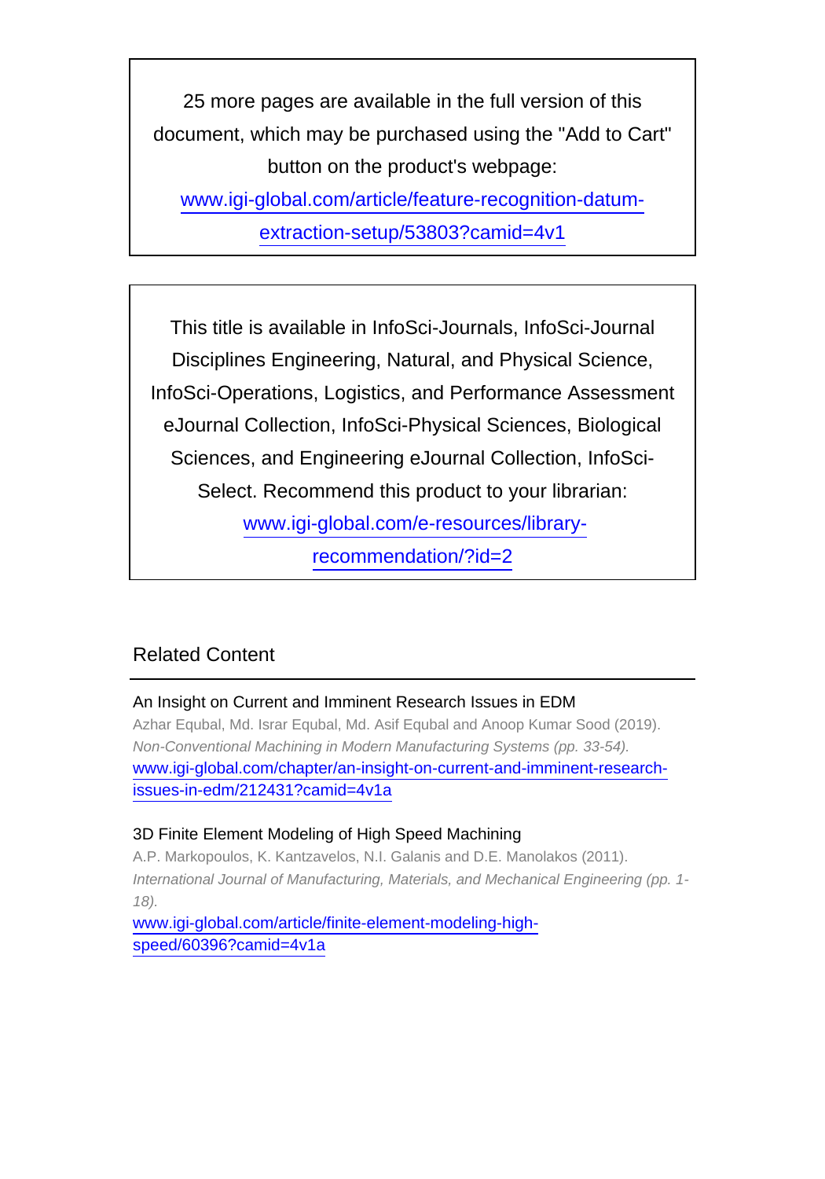25 more pages are available in the full version of this document, which may be purchased using the "Add to Cart" button on the product's webpage:
www.igi-global.com/article/feature-recognition-datum-extraction-setup/53803?camid=4v1

This title is available in InfoSci-Journals, InfoSci-Journal Disciplines Engineering, Natural, and Physical Science, InfoSci-Operations, Logistics, and Performance Assessment eJournal Collection, InfoSci-Physical Sciences, Biological Sciences, and Engineering eJournal Collection, InfoSci-Select. Recommend this product to your librarian:
www.igi-global.com/e-resources/library-recommendation/?id=2

## Related Content

An Insight on Current and Imminent Research Issues in EDM
Azhar Equbal, Md. Israr Equbal, Md. Asif Equbal and Anoop Kumar Sood (2019). *Non-Conventional Machining in Modern Manufacturing Systems (pp. 33-54).*
www.igi-global.com/chapter/an-insight-on-current-and-imminent-research-issues-in-edm/212431?camid=4v1a

3D Finite Element Modeling of High Speed Machining
A.P. Markopoulos, K. Kantzavelos, N.I. Galanis and D.E. Manolakos (2011). *International Journal of Manufacturing, Materials, and Mechanical Engineering (pp. 1-18).*
www.igi-global.com/article/finite-element-modeling-high-speed/60396?camid=4v1a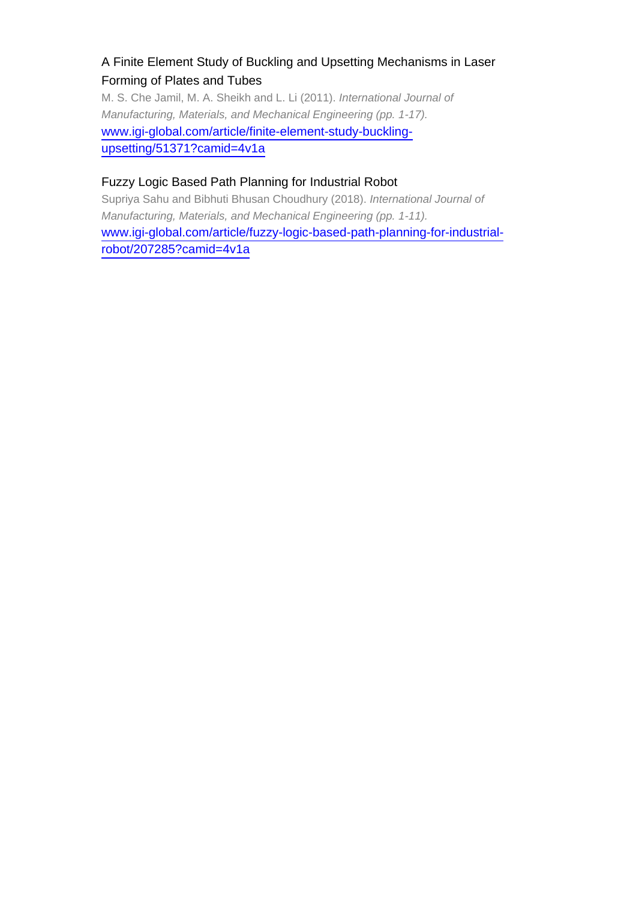A Finite Element Study of Buckling and Upsetting Mechanisms in Laser Forming of Plates and Tubes

M. S. Che Jamil, M. A. Sheikh and L. Li (2011). *International Journal of Manufacturing, Materials, and Mechanical Engineering (pp. 1-17).*

[www.igi-global.com/article/finite-element-study-buckling-upsetting/51371?camid=4v1a](www.igi-global.com/article/finite-element-study-buckling-upsetting/51371?camid=4v1a)

Fuzzy Logic Based Path Planning for Industrial Robot

Supriya Sahu and Bibhuti Bhusan Choudhury (2018). *International Journal of Manufacturing, Materials, and Mechanical Engineering (pp. 1-11).*

[www.igi-global.com/article/fuzzy-logic-based-path-planning-for-industrial-robot/207285?camid=4v1a](www.igi-global.com/article/fuzzy-logic-based-path-planning-for-industrial-robot/207285?camid=4v1a)